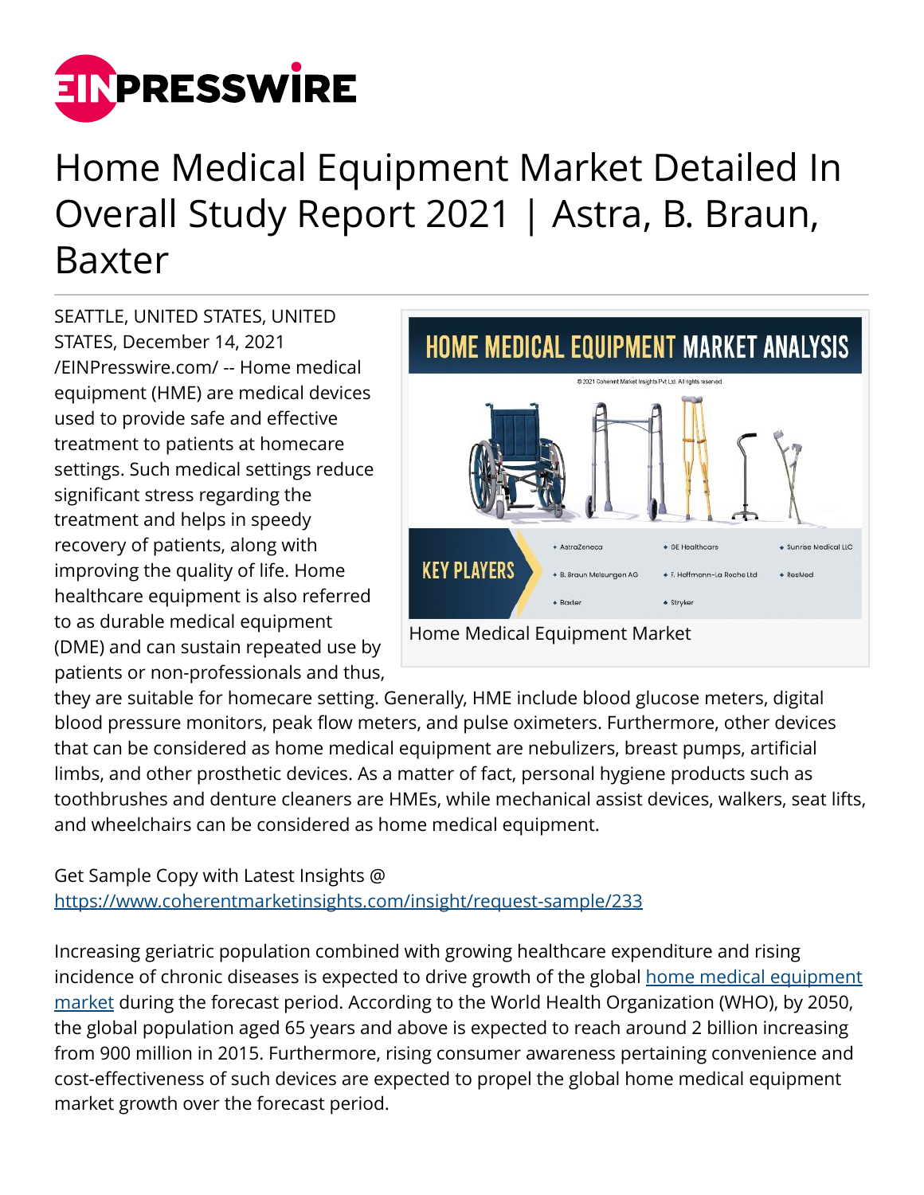# Home Medical Equipment Market Detailed In Overall Study Report 2021 | Astra, B. Braun, Baxter

SEATTLE, UNITED STATES, UNITED STATES, December 14, 2021 /EINPresswire.com/ -- Home medical equipment (HME) are medical devices used to provide safe and effective treatment to patients at homecare settings. Such medical settings reduce significant stress regarding the treatment and helps in speedy recovery of patients, along with improving the quality of life. Home healthcare equipment is also referred to as durable medical equipment (DME) and can sustain repeated use by patients or non-professionals and thus, they are suitable for homecare setting. Generally, HME include blood glucose meters, digital blood pressure monitors, peak flow meters, and pulse oximeters. Furthermore, other devices that can be considered as home medical equipment are nebulizers, breast pumps, artificial limbs, and other prosthetic devices. As a matter of fact, personal hygiene products such as toothbrushes and denture cleaners are HMEs, while mechanical assist devices, walkers, seat lifts, and wheelchairs can be considered as home medical equipment.

Home Medical Equipment Market

Get Sample Copy with Latest Insights @ https://www.coherentmarketinsights.com/insight/request-sample/233

Increasing geriatric population combined with growing healthcare expenditure and rising incidence of chronic diseases is expected to drive growth of the global home medical equipment market during the forecast period. According to the World Health Organization (WHO), by 2050, the global population aged 65 years and above is expected to reach around 2 billion increasing from 900 million in 2015. Furthermore, rising consumer awareness pertaining convenience and cost-effectiveness of such devices are expected to propel the global home medical equipment market growth over the forecast period.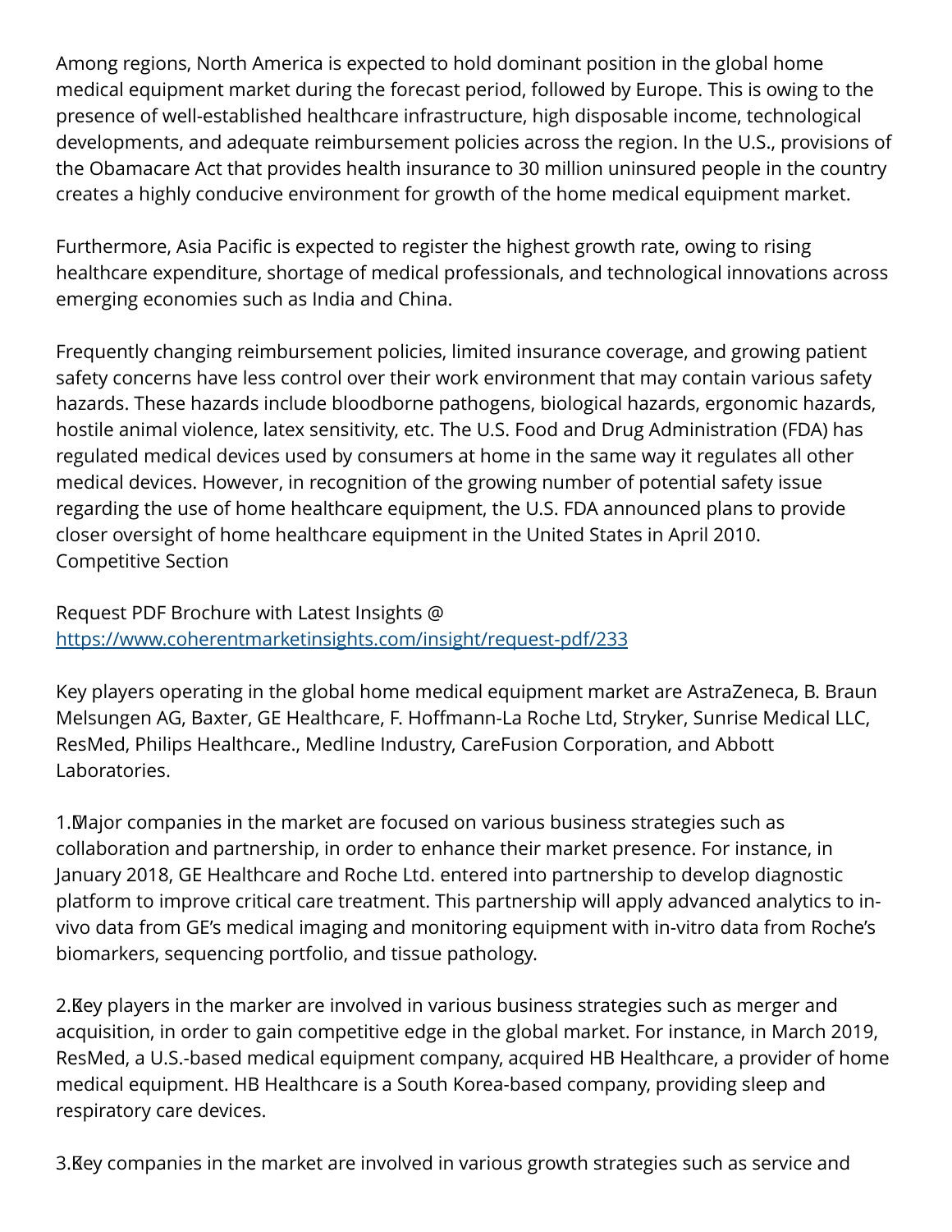Among regions, North America is expected to hold dominant position in the global home medical equipment market during the forecast period, followed by Europe. This is owing to the presence of well-established healthcare infrastructure, high disposable income, technological developments, and adequate reimbursement policies across the region. In the U.S., provisions of the Obamacare Act that provides health insurance to 30 million uninsured people in the country creates a highly conducive environment for growth of the home medical equipment market.

Furthermore, Asia Pacific is expected to register the highest growth rate, owing to rising healthcare expenditure, shortage of medical professionals, and technological innovations across emerging economies such as India and China.

Frequently changing reimbursement policies, limited insurance coverage, and growing patient safety concerns have less control over their work environment that may contain various safety hazards. These hazards include bloodborne pathogens, biological hazards, ergonomic hazards, hostile animal violence, latex sensitivity, etc. The U.S. Food and Drug Administration (FDA) has regulated medical devices used by consumers at home in the same way it regulates all other medical devices. However, in recognition of the growing number of potential safety issue regarding the use of home healthcare equipment, the U.S. FDA announced plans to provide closer oversight of home healthcare equipment in the United States in April 2010.
Competitive Section

Request PDF Brochure with Latest Insights @
https://www.coherentmarketinsights.com/insight/request-pdf/233

Key players operating in the global home medical equipment market are AstraZeneca, B. Braun Melsungen AG, Baxter, GE Healthcare, F. Hoffmann-La Roche Ltd, Stryker, Sunrise Medical LLC, ResMed, Philips Healthcare., Medline Industry, CareFusion Corporation, and Abbott Laboratories.

1. Major companies in the market are focused on various business strategies such as collaboration and partnership, in order to enhance their market presence. For instance, in January 2018, GE Healthcare and Roche Ltd. entered into partnership to develop diagnostic platform to improve critical care treatment. This partnership will apply advanced analytics to in-vivo data from GE's medical imaging and monitoring equipment with in-vitro data from Roche's biomarkers, sequencing portfolio, and tissue pathology.

2. Key players in the marker are involved in various business strategies such as merger and acquisition, in order to gain competitive edge in the global market. For instance, in March 2019, ResMed, a U.S.-based medical equipment company, acquired HB Healthcare, a provider of home medical equipment. HB Healthcare is a South Korea-based company, providing sleep and respiratory care devices.

3. Key companies in the market are involved in various growth strategies such as service and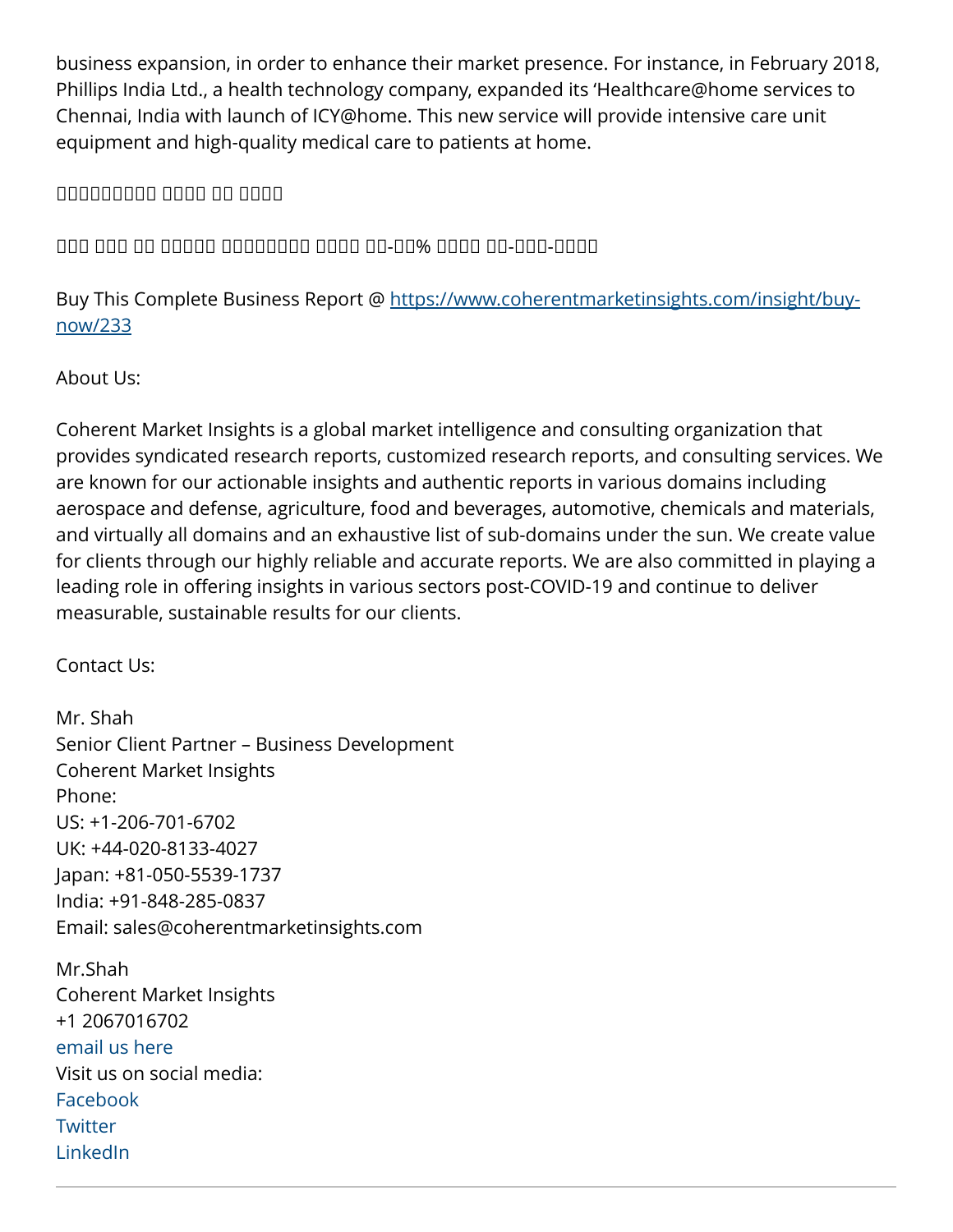business expansion, in order to enhance their market presence. For instance, in February 2018, Phillips India Ltd., a health technology company, expanded its ‘Healthcare@home services to Chennai, India with launch of ICY@home. This new service will provide intensive care unit equipment and high-quality medical care to patients at home.

□□□□□□□□□ □□□□ □□ □□□□

□□□ □□□ □□ □□□□□ □□□□□□□□□ □□□□ □□-□□% □□□□ □□-□□□-□□□□

Buy This Complete Business Report @ https://www.coherentmarketinsights.com/insight/buy-now/233

About Us:

Coherent Market Insights is a global market intelligence and consulting organization that provides syndicated research reports, customized research reports, and consulting services. We are known for our actionable insights and authentic reports in various domains including aerospace and defense, agriculture, food and beverages, automotive, chemicals and materials, and virtually all domains and an exhaustive list of sub-domains under the sun. We create value for clients through our highly reliable and accurate reports. We are also committed in playing a leading role in offering insights in various sectors post-COVID-19 and continue to deliver measurable, sustainable results for our clients.

Contact Us:

Mr. Shah
Senior Client Partner – Business Development
Coherent Market Insights
Phone:
US: +1-206-701-6702
UK: +44-020-8133-4027
Japan: +81-050-5539-1737
India: +91-848-285-0837
Email: sales@coherentmarketinsights.com

Mr.Shah
Coherent Market Insights
+1 2067016702
email us here
Visit us on social media:
Facebook
Twitter
LinkedIn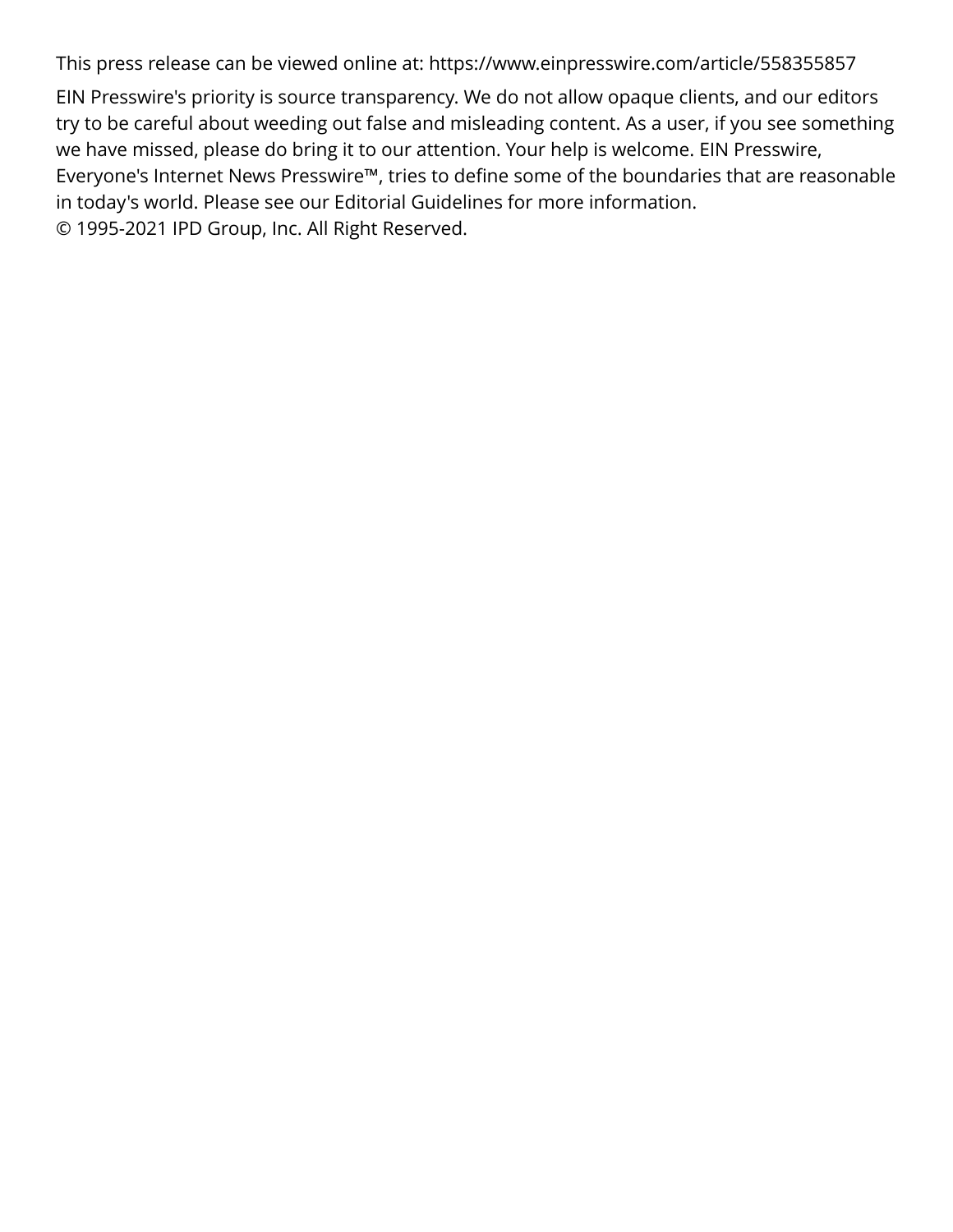This press release can be viewed online at: https://www.einpresswire.com/article/558355857

EIN Presswire's priority is source transparency. We do not allow opaque clients, and our editors try to be careful about weeding out false and misleading content. As a user, if you see something we have missed, please do bring it to our attention. Your help is welcome. EIN Presswire, Everyone's Internet News Presswire™, tries to define some of the boundaries that are reasonable in today's world. Please see our Editorial Guidelines for more information.
© 1995-2021 IPD Group, Inc. All Right Reserved.